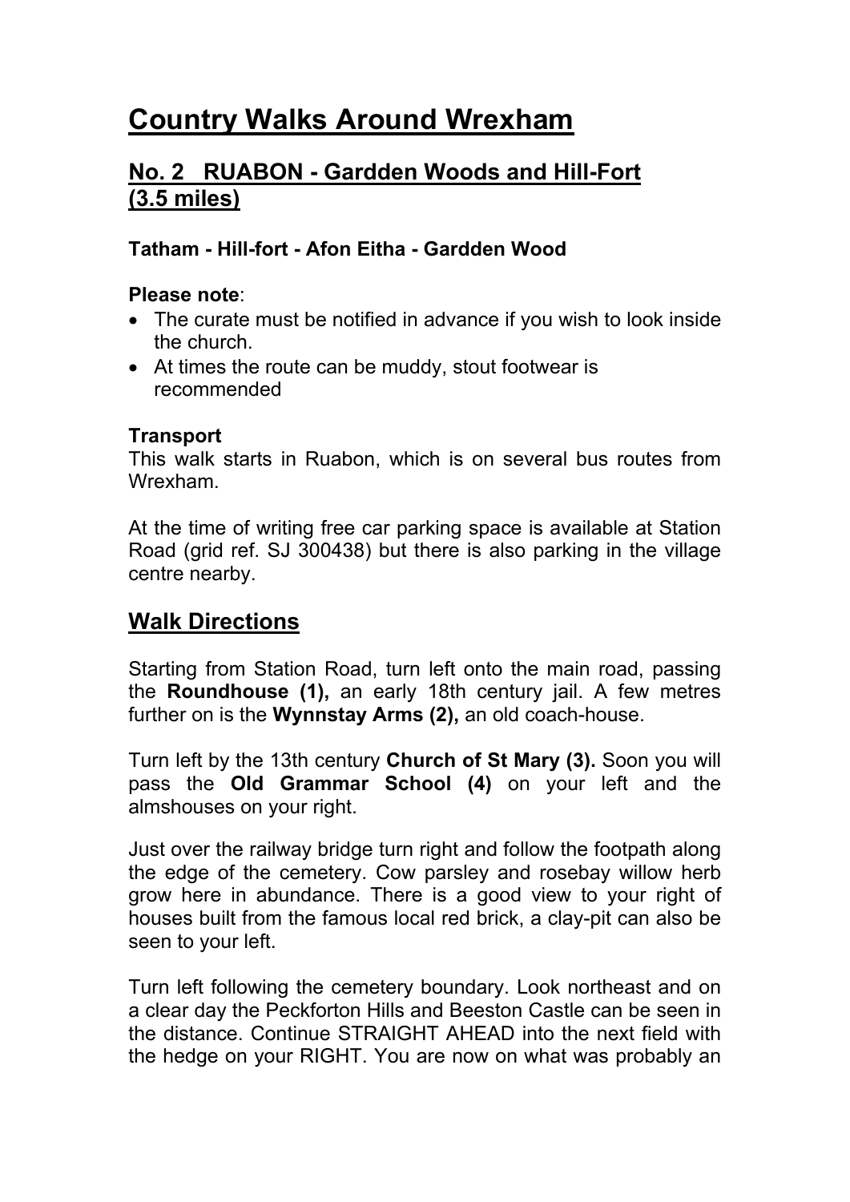# Country Walks Around Wrexham

## No. 2 RUABON - Gardden Woods and Hill-Fort (3.5 miles)

**Tatham - Hill-fort - Afon Eitha - Gardden Wood**

**Please note**:

- The curate must be notified in advance if you wish to look inside the church.
- At times the route can be muddy, stout footwear is recommended

**Transport**

This walk starts in Ruabon, which is on several bus routes from Wrexham.

At the time of writing free car parking space is available at Station Road (grid ref. SJ 300438) but there is also parking in the village centre nearby.

## Walk Directions

Starting from Station Road, turn left onto the main road, passing the **Roundhouse (1),** an early 18th century jail. A few metres further on is the **Wynnstay Arms (2),** an old coach-house.

Turn left by the 13th century **Church of St Mary (3).** Soon you will pass the **Old Grammar School (4)** on your left and the almshouses on your right.

Just over the railway bridge turn right and follow the footpath along the edge of the cemetery. Cow parsley and rosebay willow herb grow here in abundance. There is a good view to your right of houses built from the famous local red brick, a clay-pit can also be seen to your left.

Turn left following the cemetery boundary. Look northeast and on a clear day the Peckforton Hills and Beeston Castle can be seen in the distance. Continue STRAIGHT AHEAD into the next field with the hedge on your RIGHT. You are now on what was probably an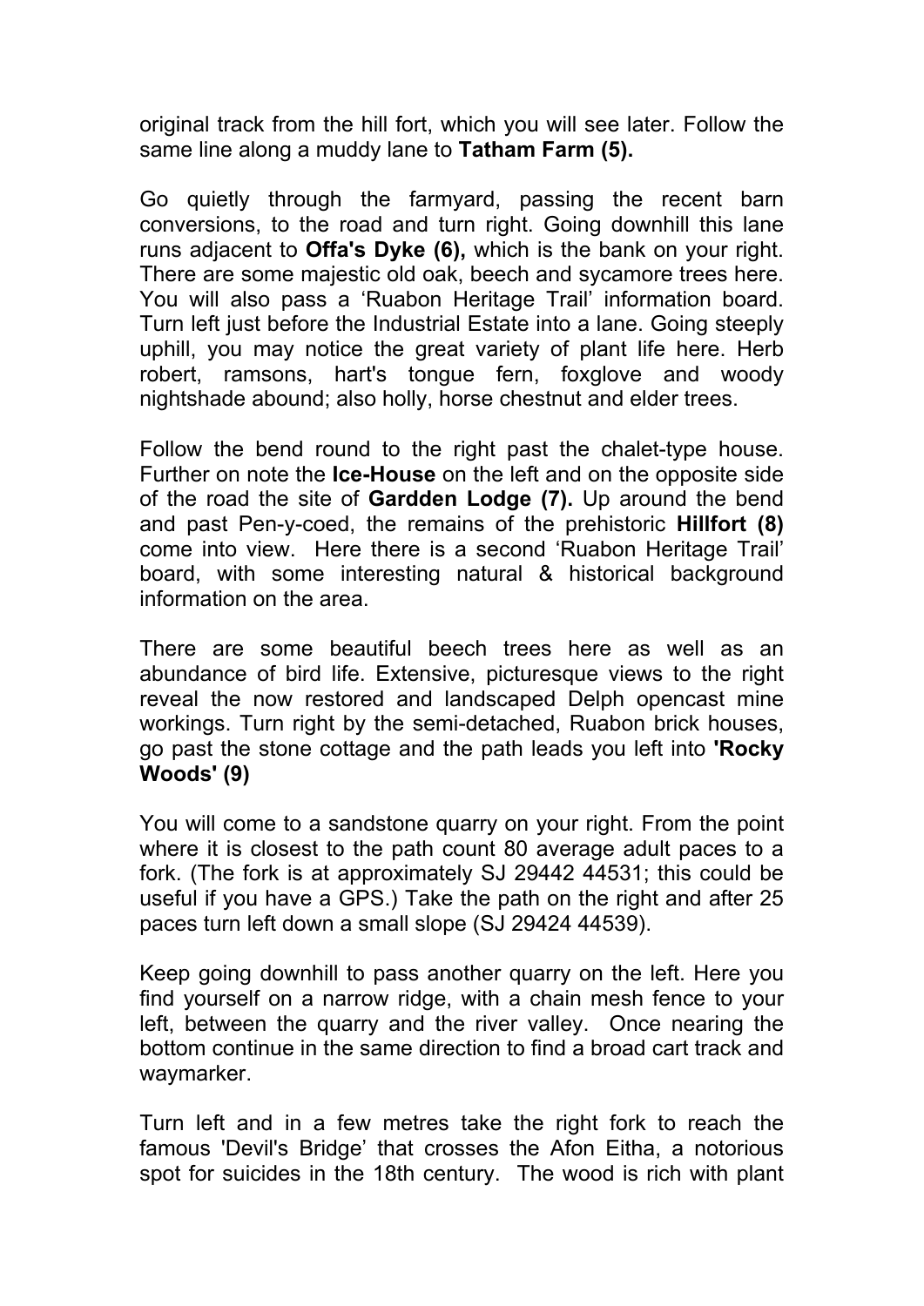original track from the hill fort, which you will see later. Follow the same line along a muddy lane to **Tatham Farm (5).**

Go quietly through the farmyard, passing the recent barn conversions, to the road and turn right. Going downhill this lane runs adjacent to **Offa's Dyke (6),** which is the bank on your right. There are some majestic old oak, beech and sycamore trees here. You will also pass a 'Ruabon Heritage Trail' information board. Turn left just before the Industrial Estate into a lane. Going steeply uphill, you may notice the great variety of plant life here. Herb robert, ramsons, hart's tongue fern, foxglove and woody nightshade abound; also holly, horse chestnut and elder trees.

Follow the bend round to the right past the chalet-type house. Further on note the **Ice-House** on the left and on the opposite side of the road the site of **Gardden Lodge (7).** Up around the bend and past Pen-y-coed, the remains of the prehistoric **Hillfort (8)** come into view. Here there is a second 'Ruabon Heritage Trail' board, with some interesting natural & historical background information on the area.

There are some beautiful beech trees here as well as an abundance of bird life. Extensive, picturesque views to the right reveal the now restored and landscaped Delph opencast mine workings. Turn right by the semi-detached, Ruabon brick houses, go past the stone cottage and the path leads you left into **'Rocky Woods' (9)**

You will come to a sandstone quarry on your right. From the point where it is closest to the path count 80 average adult paces to a fork. (The fork is at approximately SJ 29442 44531; this could be useful if you have a GPS.) Take the path on the right and after 25 paces turn left down a small slope (SJ 29424 44539).

Keep going downhill to pass another quarry on the left. Here you find yourself on a narrow ridge, with a chain mesh fence to your left, between the quarry and the river valley. Once nearing the bottom continue in the same direction to find a broad cart track and waymarker.

Turn left and in a few metres take the right fork to reach the famous 'Devil's Bridge' that crosses the Afon Eitha, a notorious spot for suicides in the 18th century. The wood is rich with plant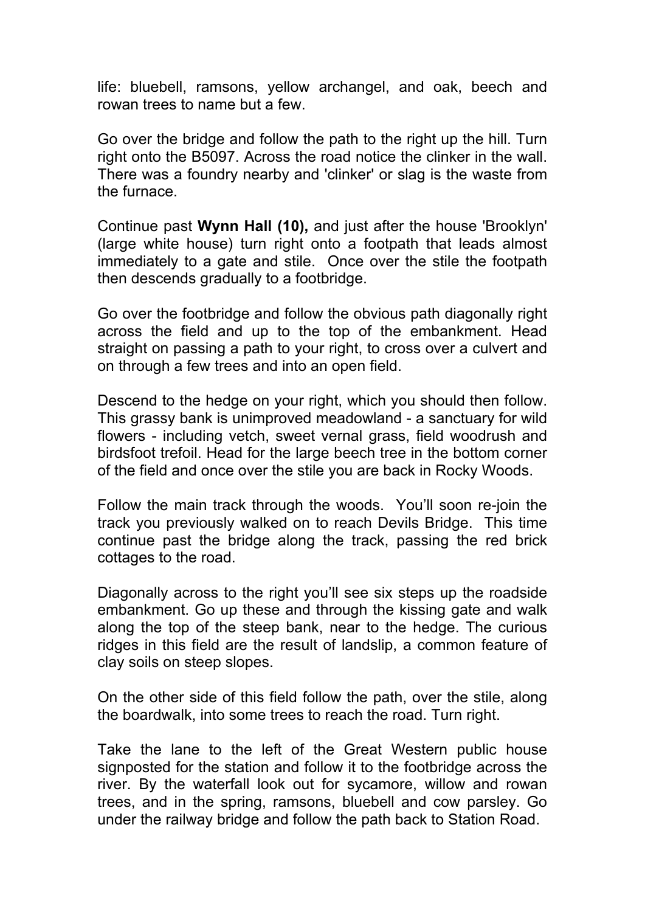life: bluebell, ramsons, yellow archangel, and oak, beech and rowan trees to name but a few.

Go over the bridge and follow the path to the right up the hill. Turn right onto the B5097. Across the road notice the clinker in the wall. There was a foundry nearby and 'clinker' or slag is the waste from the furnace.

Continue past **Wynn Hall (10),** and just after the house 'Brooklyn' (large white house) turn right onto a footpath that leads almost immediately to a gate and stile. Once over the stile the footpath then descends gradually to a footbridge.

Go over the footbridge and follow the obvious path diagonally right across the field and up to the top of the embankment. Head straight on passing a path to your right, to cross over a culvert and on through a few trees and into an open field.

Descend to the hedge on your right, which you should then follow. This grassy bank is unimproved meadowland - a sanctuary for wild flowers - including vetch, sweet vernal grass, field woodrush and birdsfoot trefoil. Head for the large beech tree in the bottom corner of the field and once over the stile you are back in Rocky Woods.

Follow the main track through the woods. You'll soon re-join the track you previously walked on to reach Devils Bridge. This time continue past the bridge along the track, passing the red brick cottages to the road.

Diagonally across to the right you'll see six steps up the roadside embankment. Go up these and through the kissing gate and walk along the top of the steep bank, near to the hedge. The curious ridges in this field are the result of landslip, a common feature of clay soils on steep slopes.

On the other side of this field follow the path, over the stile, along the boardwalk, into some trees to reach the road. Turn right.

Take the lane to the left of the Great Western public house signposted for the station and follow it to the footbridge across the river. By the waterfall look out for sycamore, willow and rowan trees, and in the spring, ramsons, bluebell and cow parsley. Go under the railway bridge and follow the path back to Station Road.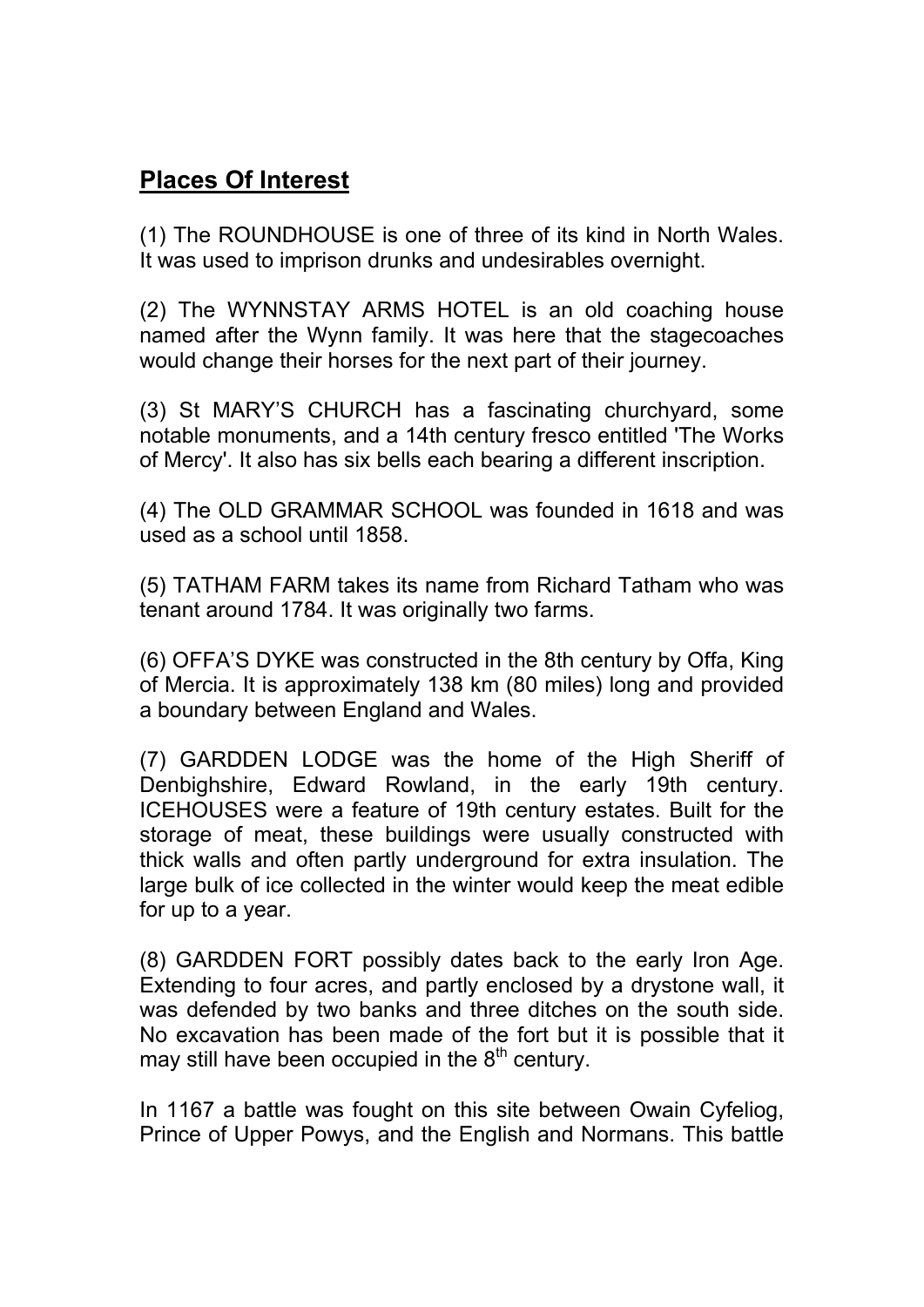## Places Of Interest

(1) The ROUNDHOUSE is one of three of its kind in North Wales. It was used to imprison drunks and undesirables overnight.

(2) The WYNNSTAY ARMS HOTEL is an old coaching house named after the Wynn family. It was here that the stagecoaches would change their horses for the next part of their journey.

(3) St MARY'S CHURCH has a fascinating churchyard, some notable monuments, and a 14th century fresco entitled 'The Works of Mercy'. It also has six bells each bearing a different inscription.

(4) The OLD GRAMMAR SCHOOL was founded in 1618 and was used as a school until 1858.

(5) TATHAM FARM takes its name from Richard Tatham who was tenant around 1784. It was originally two farms.

(6) OFFA'S DYKE was constructed in the 8th century by Offa, King of Mercia. It is approximately 138 km (80 miles) long and provided a boundary between England and Wales.

(7) GARDDEN LODGE was the home of the High Sheriff of Denbighshire, Edward Rowland, in the early 19th century. ICEHOUSES were a feature of 19th century estates. Built for the storage of meat, these buildings were usually constructed with thick walls and often partly underground for extra insulation. The large bulk of ice collected in the winter would keep the meat edible for up to a year.

(8) GARDDEN FORT possibly dates back to the early Iron Age. Extending to four acres, and partly enclosed by a drystone wall, it was defended by two banks and three ditches on the south side. No excavation has been made of the fort but it is possible that it may still have been occupied in the 8th century.

In 1167 a battle was fought on this site between Owain Cyfeliog, Prince of Upper Powys, and the English and Normans. This battle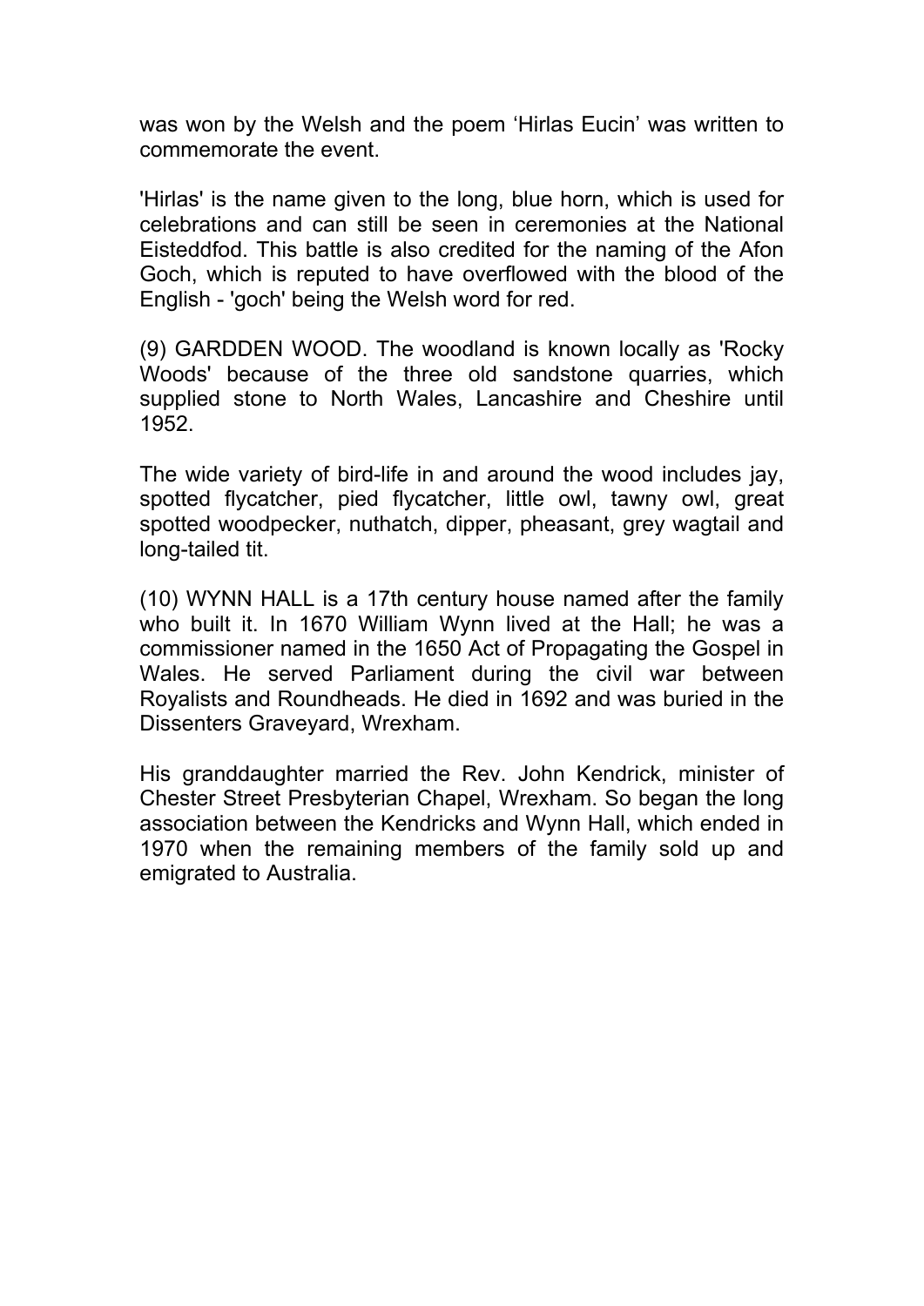was won by the Welsh and the poem ‘Hirlas Eucin’ was written to commemorate the event.

'Hirlas' is the name given to the long, blue horn, which is used for celebrations and can still be seen in ceremonies at the National Eisteddfod. This battle is also credited for the naming of the Afon Goch, which is reputed to have overflowed with the blood of the English - 'goch' being the Welsh word for red.

(9) GARDDEN WOOD. The woodland is known locally as 'Rocky Woods' because of the three old sandstone quarries, which supplied stone to North Wales, Lancashire and Cheshire until 1952.

The wide variety of bird-life in and around the wood includes jay, spotted flycatcher, pied flycatcher, little owl, tawny owl, great spotted woodpecker, nuthatch, dipper, pheasant, grey wagtail and long-tailed tit.

(10) WYNN HALL is a 17th century house named after the family who built it. In 1670 William Wynn lived at the Hall; he was a commissioner named in the 1650 Act of Propagating the Gospel in Wales. He served Parliament during the civil war between Royalists and Roundheads. He died in 1692 and was buried in the Dissenters Graveyard, Wrexham.

His granddaughter married the Rev. John Kendrick, minister of Chester Street Presbyterian Chapel, Wrexham. So began the long association between the Kendricks and Wynn Hall, which ended in 1970 when the remaining members of the family sold up and emigrated to Australia.